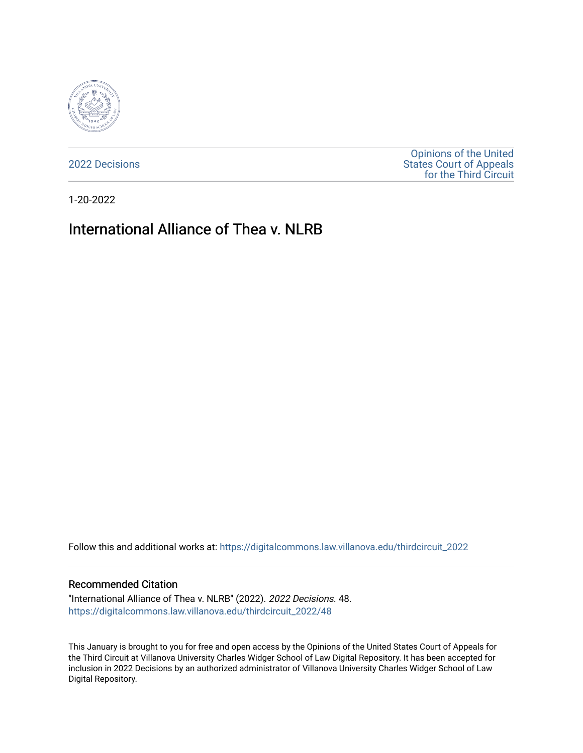2022 Decisions

Opinions of the United States Court of Appeals for the Third Circuit

1-20-2022

# International Alliance of Thea v. NLRB

Follow this and additional works at: https://digitalcommons.law.villanova.edu/thirdcircuit_2022

## Recommended Citation

"International Alliance of Thea v. NLRB" (2022). *2022 Decisions*. 48.
https://digitalcommons.law.villanova.edu/thirdcircuit_2022/48

This January is brought to you for free and open access by the Opinions of the United States Court of Appeals for the Third Circuit at Villanova University Charles Widger School of Law Digital Repository. It has been accepted for inclusion in 2022 Decisions by an authorized administrator of Villanova University Charles Widger School of Law Digital Repository.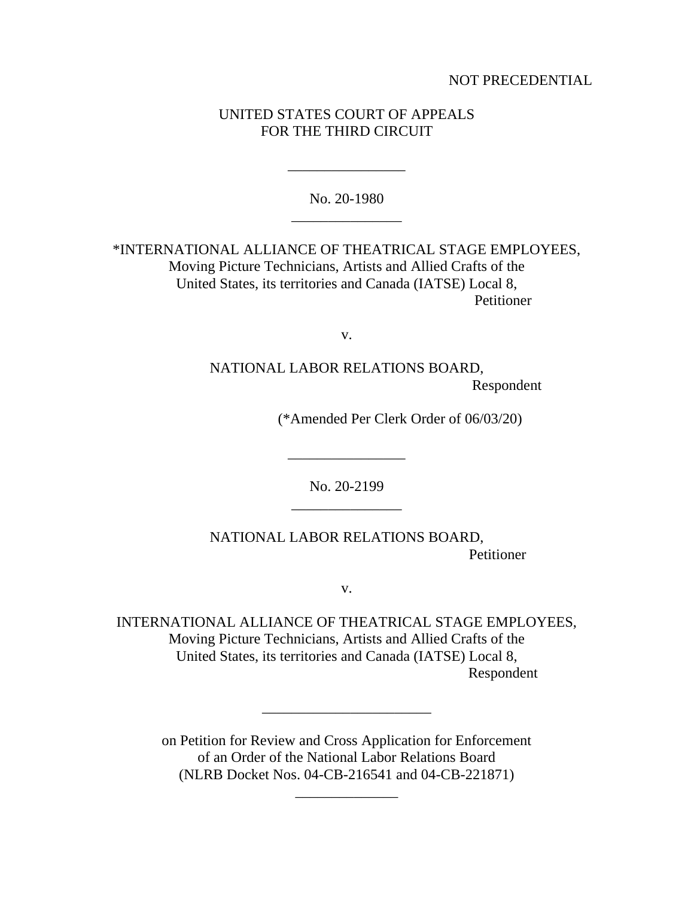NOT PRECEDENTIAL

UNITED STATES COURT OF APPEALS
FOR THE THIRD CIRCUIT

---

No. 20-1980

---

*INTERNATIONAL ALLIANCE OF THEATRICAL STAGE EMPLOYEES,
Moving Picture Technicians, Artists and Allied Crafts of the
United States, its territories and Canada (IATSE) Local 8,
Petitioner

v.

NATIONAL LABOR RELATIONS BOARD,
Respondent

(*Amended Per Clerk Order of 06/03/20)

---

No. 20-2199

---

NATIONAL LABOR RELATIONS BOARD,
Petitioner

v.

INTERNATIONAL ALLIANCE OF THEATRICAL STAGE EMPLOYEES,
Moving Picture Technicians, Artists and Allied Crafts of the
United States, its territories and Canada (IATSE) Local 8,
Respondent

---

on Petition for Review and Cross Application for Enforcement
of an Order of the National Labor Relations Board
(NLRB Docket Nos. 04-CB-216541 and 04-CB-221871)

---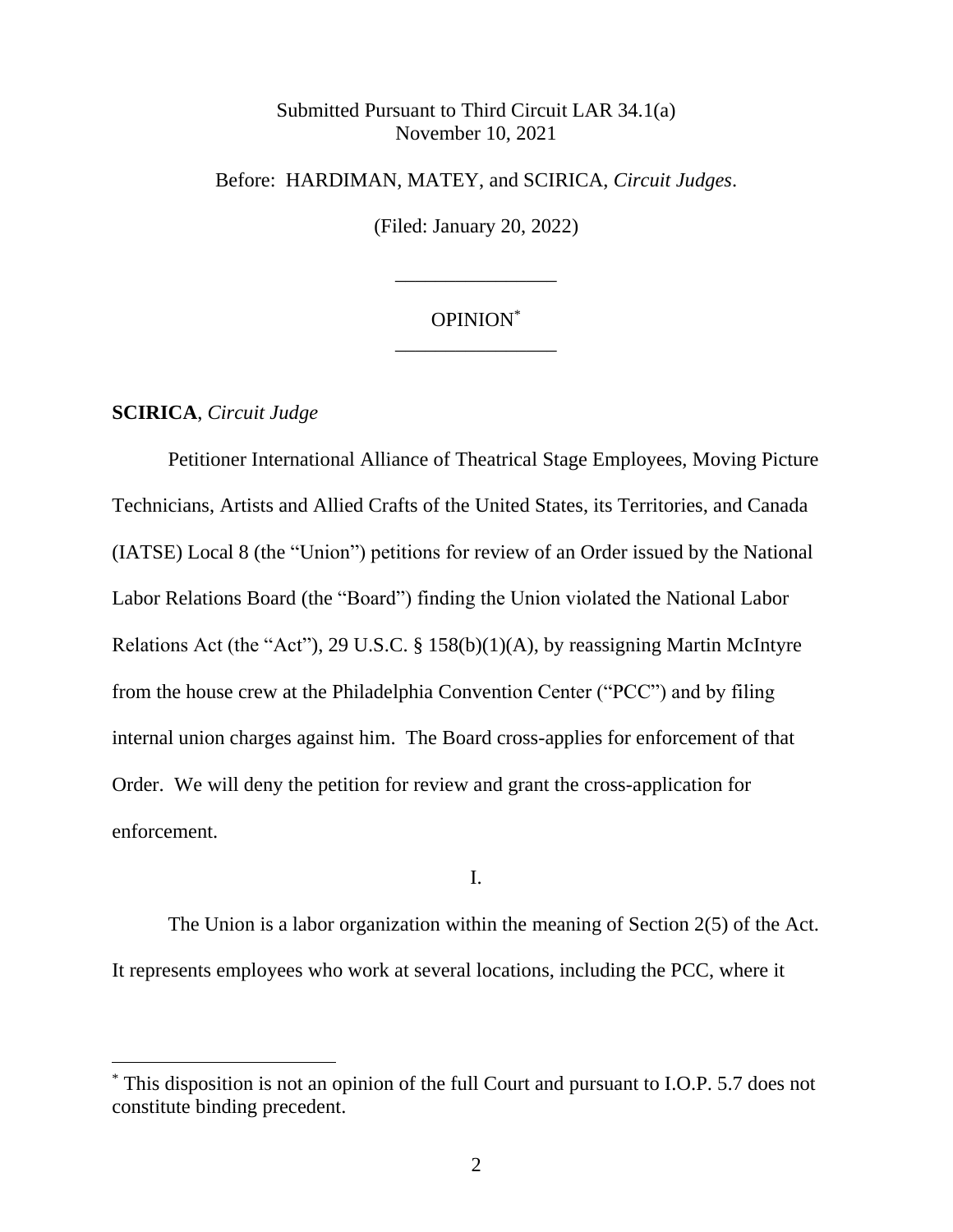Submitted Pursuant to Third Circuit LAR 34.1(a)
November 10, 2021

Before: HARDIMAN, MATEY, and SCIRICA, *Circuit Judges*.

(Filed: January 20, 2022)

---

OPINION*

---

**SCIRICA**, *Circuit Judge*

Petitioner International Alliance of Theatrical Stage Employees, Moving Picture Technicians, Artists and Allied Crafts of the United States, its Territories, and Canada (IATSE) Local 8 (the "Union") petitions for review of an Order issued by the National Labor Relations Board (the "Board") finding the Union violated the National Labor Relations Act (the "Act"), 29 U.S.C. § 158(b)(1)(A), by reassigning Martin McIntyre from the house crew at the Philadelphia Convention Center ("PCC") and by filing internal union charges against him. The Board cross-applies for enforcement of that Order. We will deny the petition for review and grant the cross-application for enforcement.

I.

The Union is a labor organization within the meaning of Section 2(5) of the Act. It represents employees who work at several locations, including the PCC, where it

---

* This disposition is not an opinion of the full Court and pursuant to I.O.P. 5.7 does not constitute binding precedent.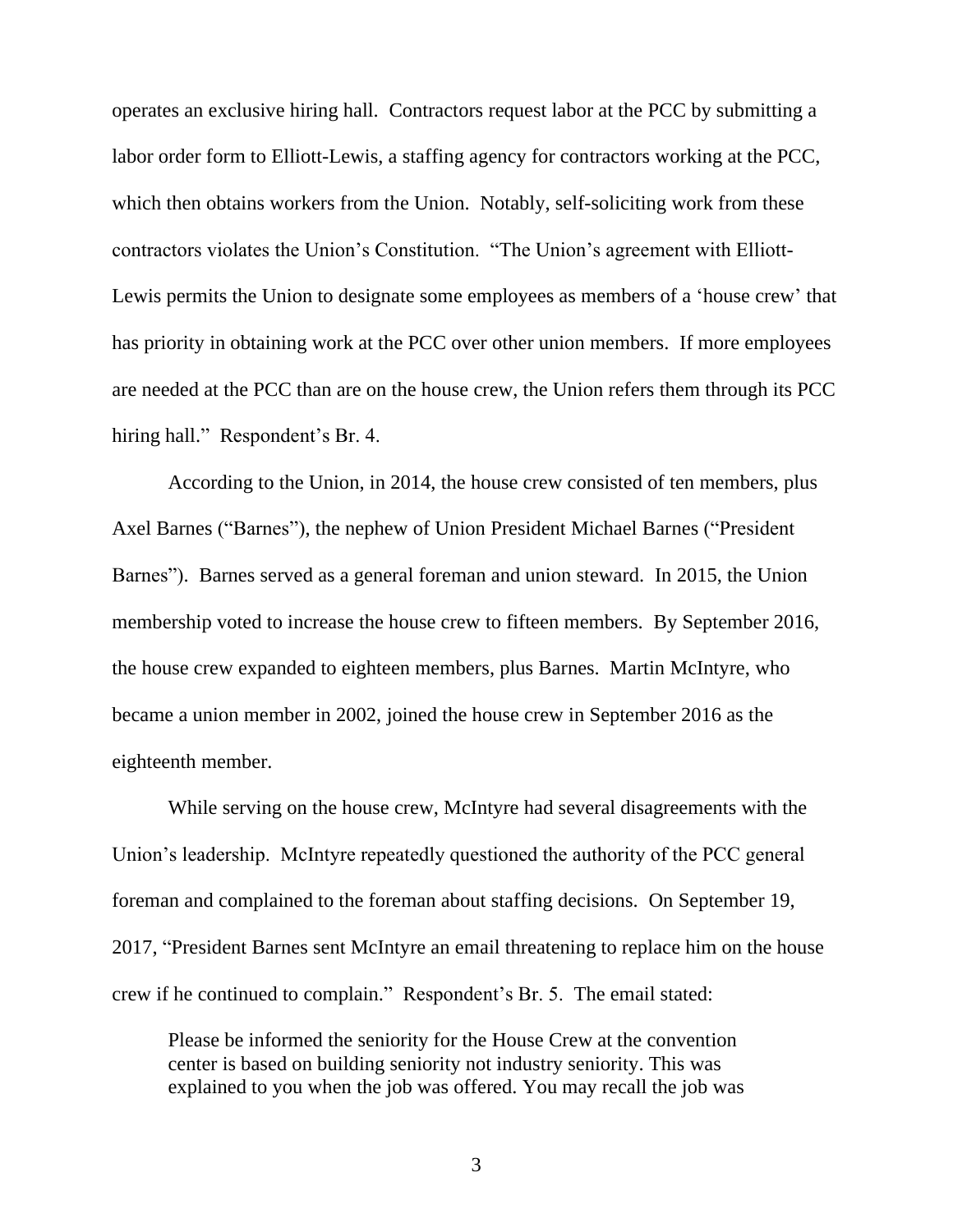operates an exclusive hiring hall. Contractors request labor at the PCC by submitting a labor order form to Elliott-Lewis, a staffing agency for contractors working at the PCC, which then obtains workers from the Union. Notably, self-soliciting work from these contractors violates the Union's Constitution. "The Union's agreement with Elliott-Lewis permits the Union to designate some employees as members of a 'house crew' that has priority in obtaining work at the PCC over other union members. If more employees are needed at the PCC than are on the house crew, the Union refers them through its PCC hiring hall." Respondent's Br. 4.

According to the Union, in 2014, the house crew consisted of ten members, plus Axel Barnes ("Barnes"), the nephew of Union President Michael Barnes ("President Barnes"). Barnes served as a general foreman and union steward. In 2015, the Union membership voted to increase the house crew to fifteen members. By September 2016, the house crew expanded to eighteen members, plus Barnes. Martin McIntyre, who became a union member in 2002, joined the house crew in September 2016 as the eighteenth member.

While serving on the house crew, McIntyre had several disagreements with the Union's leadership. McIntyre repeatedly questioned the authority of the PCC general foreman and complained to the foreman about staffing decisions. On September 19, 2017, "President Barnes sent McIntyre an email threatening to replace him on the house crew if he continued to complain." Respondent's Br. 5. The email stated:

> Please be informed the seniority for the House Crew at the convention center is based on building seniority not industry seniority. This was explained to you when the job was offered. You may recall the job was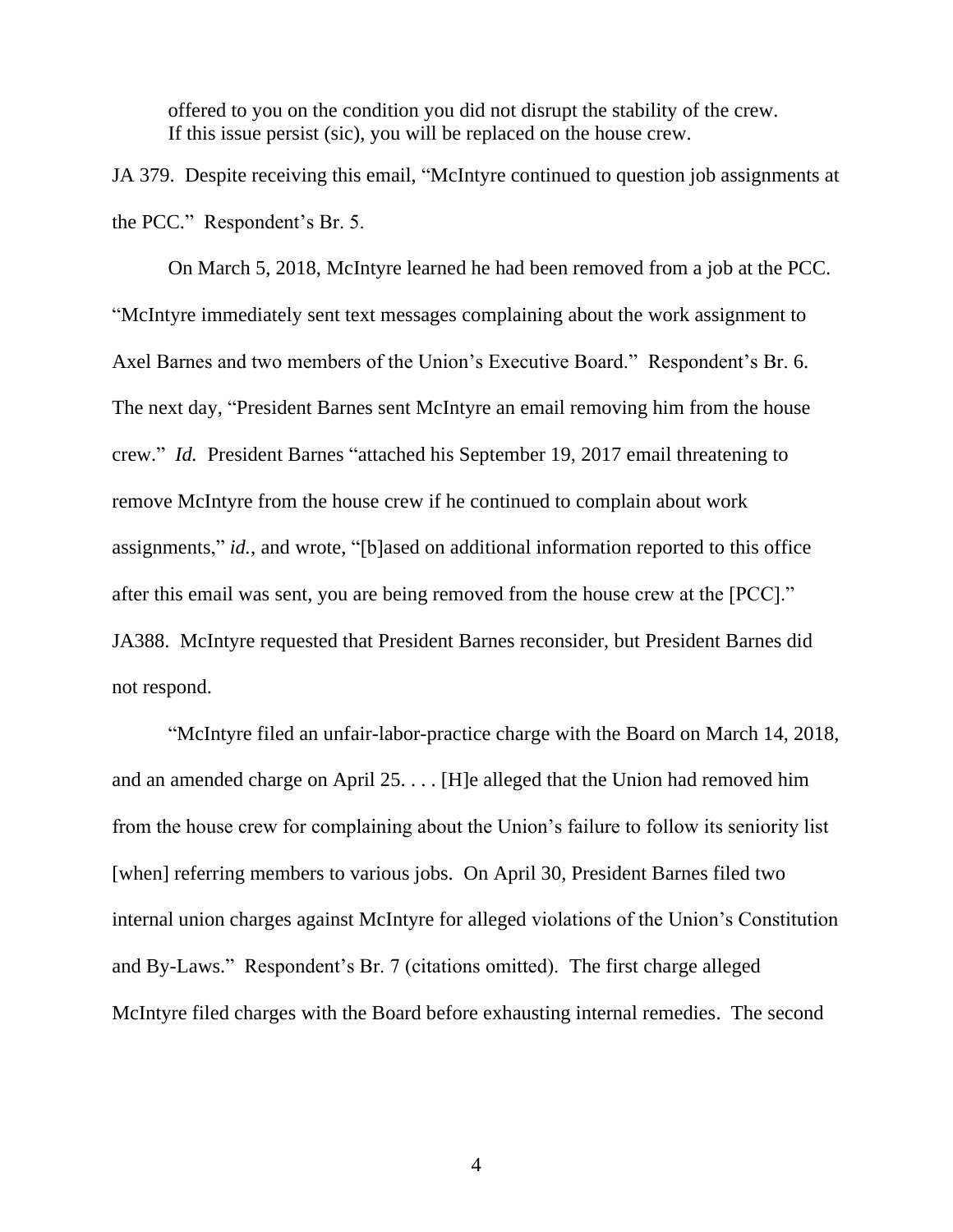> offered to you on the condition you did not disrupt the stability of the crew. If this issue persist (sic), you will be replaced on the house crew.

JA 379. Despite receiving this email, "McIntyre continued to question job assignments at the PCC." Respondent's Br. 5.

On March 5, 2018, McIntyre learned he had been removed from a job at the PCC. "McIntyre immediately sent text messages complaining about the work assignment to Axel Barnes and two members of the Union's Executive Board." Respondent's Br. 6. The next day, "President Barnes sent McIntyre an email removing him from the house crew." *Id.* President Barnes "attached his September 19, 2017 email threatening to remove McIntyre from the house crew if he continued to complain about work assignments," *id.*, and wrote, "[b]ased on additional information reported to this office after this email was sent, you are being removed from the house crew at the [PCC]." JA388. McIntyre requested that President Barnes reconsider, but President Barnes did not respond.

"McIntyre filed an unfair-labor-practice charge with the Board on March 14, 2018, and an amended charge on April 25. . . . [H]e alleged that the Union had removed him from the house crew for complaining about the Union's failure to follow its seniority list [when] referring members to various jobs. On April 30, President Barnes filed two internal union charges against McIntyre for alleged violations of the Union's Constitution and By-Laws." Respondent's Br. 7 (citations omitted). The first charge alleged McIntyre filed charges with the Board before exhausting internal remedies. The second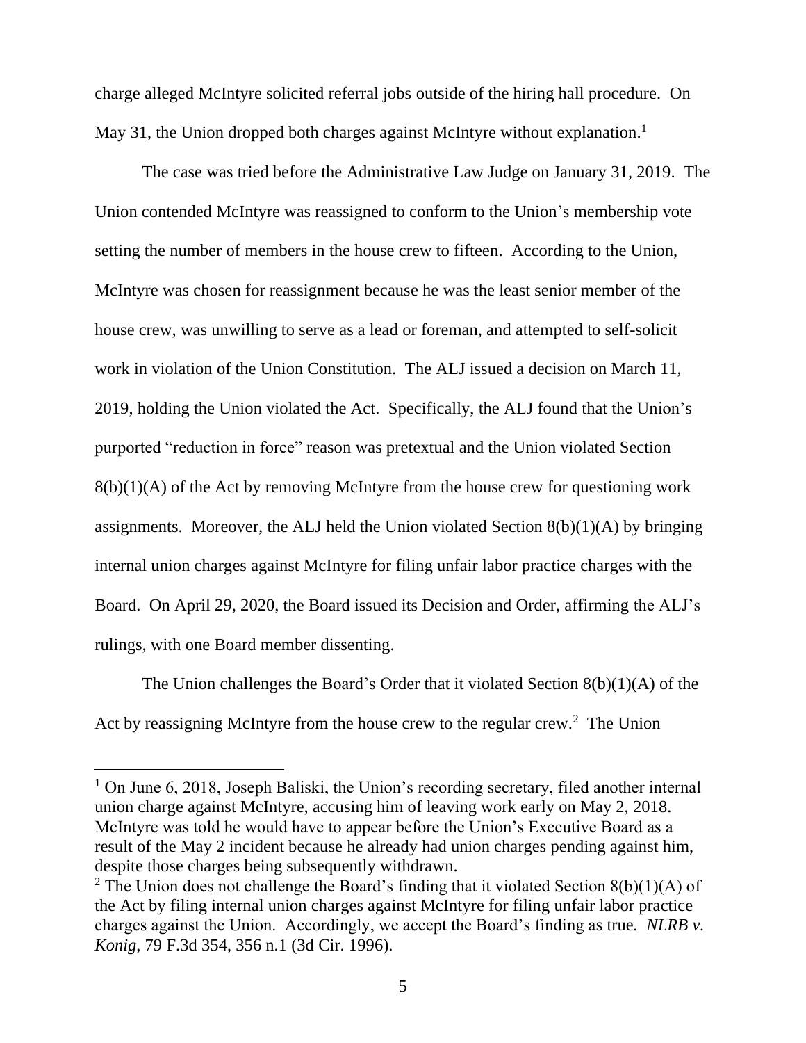charge alleged McIntyre solicited referral jobs outside of the hiring hall procedure. On May 31, the Union dropped both charges against McIntyre without explanation.[1]

The case was tried before the Administrative Law Judge on January 31, 2019. The Union contended McIntyre was reassigned to conform to the Union's membership vote setting the number of members in the house crew to fifteen. According to the Union, McIntyre was chosen for reassignment because he was the least senior member of the house crew, was unwilling to serve as a lead or foreman, and attempted to self-solicit work in violation of the Union Constitution. The ALJ issued a decision on March 11, 2019, holding the Union violated the Act. Specifically, the ALJ found that the Union's purported "reduction in force" reason was pretextual and the Union violated Section 8(b)(1)(A) of the Act by removing McIntyre from the house crew for questioning work assignments. Moreover, the ALJ held the Union violated Section 8(b)(1)(A) by bringing internal union charges against McIntyre for filing unfair labor practice charges with the Board. On April 29, 2020, the Board issued its Decision and Order, affirming the ALJ's rulings, with one Board member dissenting.

The Union challenges the Board's Order that it violated Section 8(b)(1)(A) of the Act by reassigning McIntyre from the house crew to the regular crew.[2] The Union

---

[1] On June 6, 2018, Joseph Baliski, the Union's recording secretary, filed another internal union charge against McIntyre, accusing him of leaving work early on May 2, 2018. McIntyre was told he would have to appear before the Union's Executive Board as a result of the May 2 incident because he already had union charges pending against him, despite those charges being subsequently withdrawn.

[2] The Union does not challenge the Board's finding that it violated Section 8(b)(1)(A) of the Act by filing internal union charges against McIntyre for filing unfair labor practice charges against the Union. Accordingly, we accept the Board's finding as true. *NLRB v. Konig*, 79 F.3d 354, 356 n.1 (3d Cir. 1996).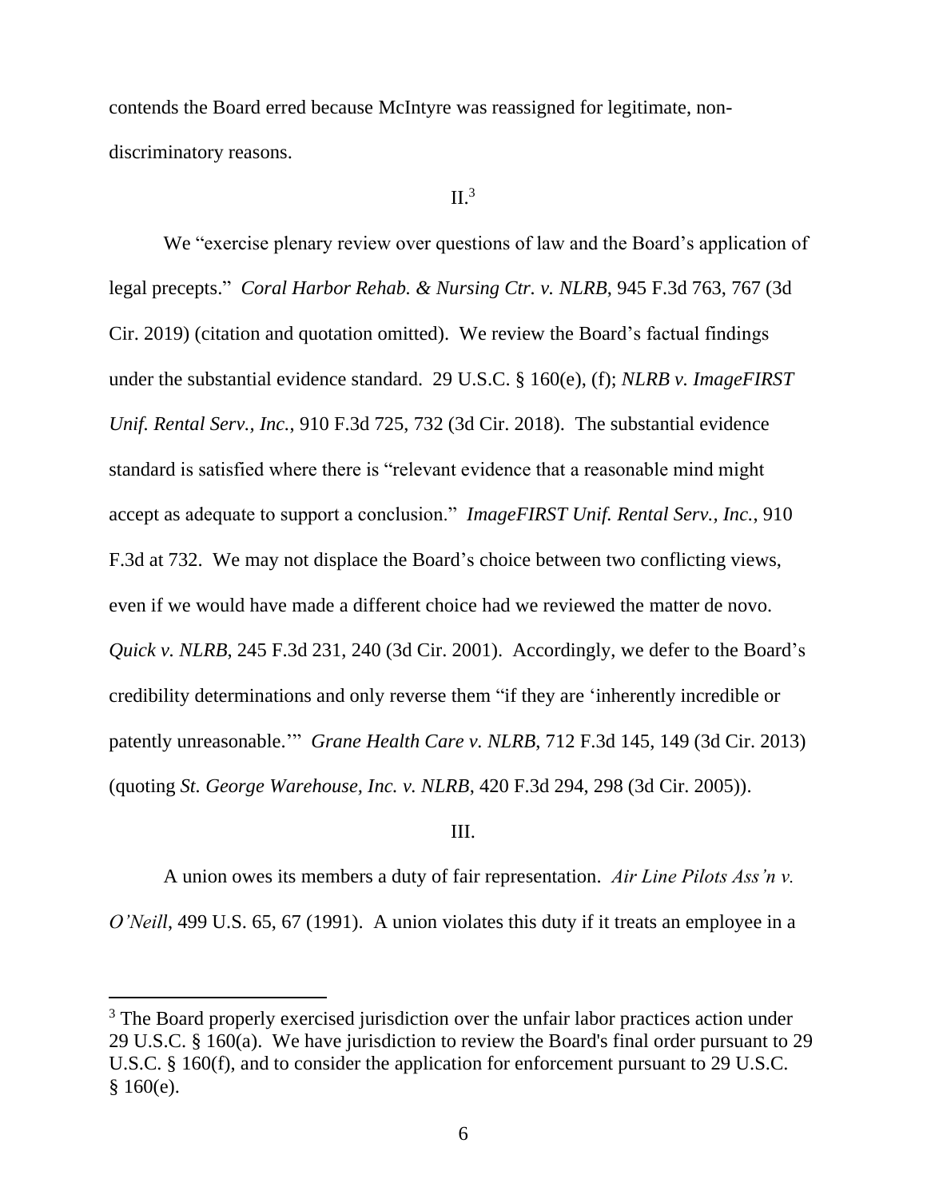contends the Board erred because McIntyre was reassigned for legitimate, non-discriminatory reasons.

II.[3]

We "exercise plenary review over questions of law and the Board's application of legal precepts." *Coral Harbor Rehab. & Nursing Ctr. v. NLRB*, 945 F.3d 763, 767 (3d Cir. 2019) (citation and quotation omitted). We review the Board's factual findings under the substantial evidence standard. 29 U.S.C. § 160(e), (f); *NLRB v. ImageFIRST Unif. Rental Serv., Inc.*, 910 F.3d 725, 732 (3d Cir. 2018). The substantial evidence standard is satisfied where there is "relevant evidence that a reasonable mind might accept as adequate to support a conclusion." *ImageFIRST Unif. Rental Serv., Inc.*, 910 F.3d at 732. We may not displace the Board's choice between two conflicting views, even if we would have made a different choice had we reviewed the matter de novo. *Quick v. NLRB*, 245 F.3d 231, 240 (3d Cir. 2001). Accordingly, we defer to the Board's credibility determinations and only reverse them "if they are 'inherently incredible or patently unreasonable.'" *Grane Health Care v. NLRB*, 712 F.3d 145, 149 (3d Cir. 2013) (quoting *St. George Warehouse, Inc. v. NLRB*, 420 F.3d 294, 298 (3d Cir. 2005)).

III.

A union owes its members a duty of fair representation. *Air Line Pilots Ass'n v. O'Neill*, 499 U.S. 65, 67 (1991). A union violates this duty if it treats an employee in a

---

[3] The Board properly exercised jurisdiction over the unfair labor practices action under 29 U.S.C. § 160(a). We have jurisdiction to review the Board's final order pursuant to 29 U.S.C. § 160(f), and to consider the application for enforcement pursuant to 29 U.S.C. § 160(e).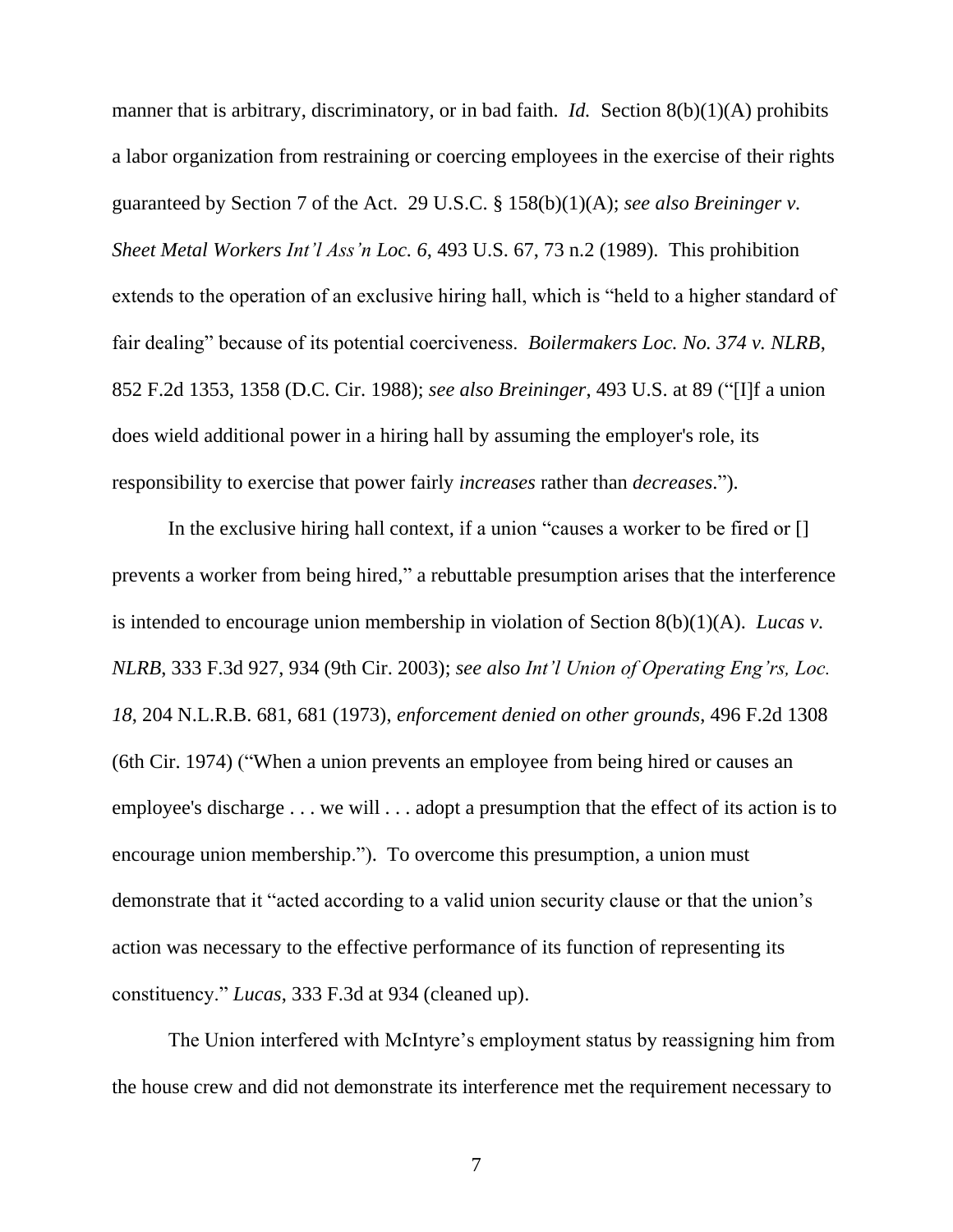manner that is arbitrary, discriminatory, or in bad faith. *Id.* Section 8(b)(1)(A) prohibits a labor organization from restraining or coercing employees in the exercise of their rights guaranteed by Section 7 of the Act. 29 U.S.C. § 158(b)(1)(A); *see also Breininger v. Sheet Metal Workers Int'l Ass'n Loc. 6*, 493 U.S. 67, 73 n.2 (1989). This prohibition extends to the operation of an exclusive hiring hall, which is "held to a higher standard of fair dealing" because of its potential coerciveness. *Boilermakers Loc. No. 374 v. NLRB*, 852 F.2d 1353, 1358 (D.C. Cir. 1988); *see also Breininger*, 493 U.S. at 89 ("[I]f a union does wield additional power in a hiring hall by assuming the employer's role, its responsibility to exercise that power fairly *increases* rather than *decreases*.").

In the exclusive hiring hall context, if a union "causes a worker to be fired or [] prevents a worker from being hired," a rebuttable presumption arises that the interference is intended to encourage union membership in violation of Section 8(b)(1)(A). *Lucas v. NLRB*, 333 F.3d 927, 934 (9th Cir. 2003); *see also Int'l Union of Operating Eng'rs, Loc. 18*, 204 N.L.R.B. 681, 681 (1973), *enforcement denied on other grounds*, 496 F.2d 1308 (6th Cir. 1974) ("When a union prevents an employee from being hired or causes an employee's discharge . . . we will . . . adopt a presumption that the effect of its action is to encourage union membership."). To overcome this presumption, a union must demonstrate that it "acted according to a valid union security clause or that the union's action was necessary to the effective performance of its function of representing its constituency." *Lucas*, 333 F.3d at 934 (cleaned up).

The Union interfered with McIntyre's employment status by reassigning him from the house crew and did not demonstrate its interference met the requirement necessary to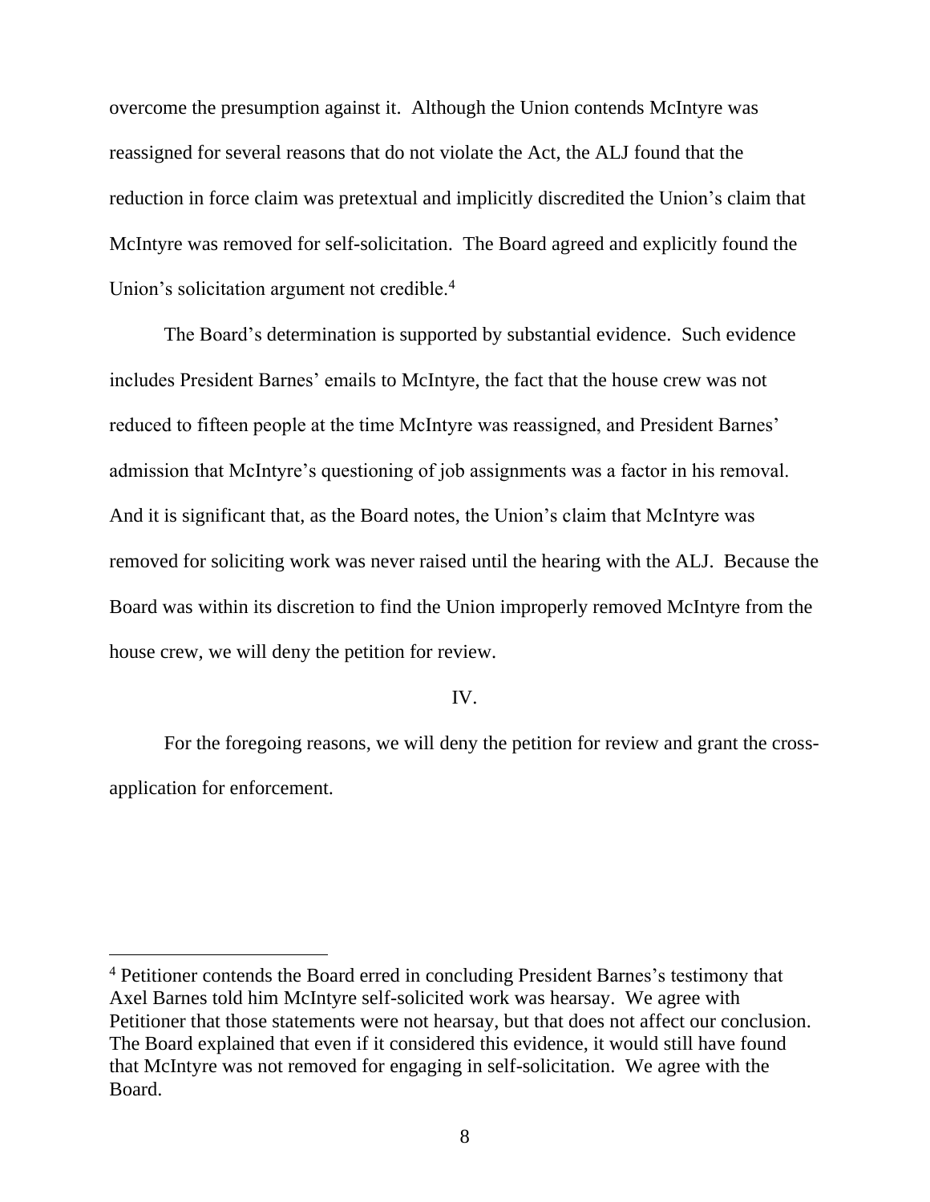overcome the presumption against it. Although the Union contends McIntyre was reassigned for several reasons that do not violate the Act, the ALJ found that the reduction in force claim was pretextual and implicitly discredited the Union's claim that McIntyre was removed for self-solicitation. The Board agreed and explicitly found the Union's solicitation argument not credible.[4]

The Board's determination is supported by substantial evidence. Such evidence includes President Barnes' emails to McIntyre, the fact that the house crew was not reduced to fifteen people at the time McIntyre was reassigned, and President Barnes' admission that McIntyre's questioning of job assignments was a factor in his removal. And it is significant that, as the Board notes, the Union's claim that McIntyre was removed for soliciting work was never raised until the hearing with the ALJ. Because the Board was within its discretion to find the Union improperly removed McIntyre from the house crew, we will deny the petition for review.

IV.

For the foregoing reasons, we will deny the petition for review and grant the cross-application for enforcement.

---

[4] Petitioner contends the Board erred in concluding President Barnes's testimony that Axel Barnes told him McIntyre self-solicited work was hearsay. We agree with Petitioner that those statements were not hearsay, but that does not affect our conclusion. The Board explained that even if it considered this evidence, it would still have found that McIntyre was not removed for engaging in self-solicitation. We agree with the Board.